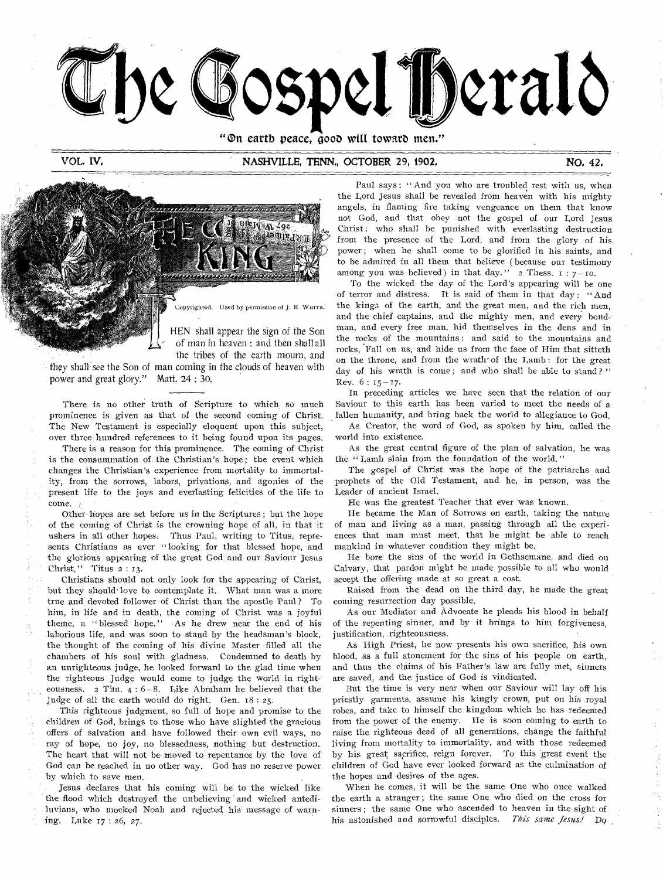# The Gospel Herald

"On earth peace, good will toward men."

VOL. IV. NASHVILLE, TENN., OCTOBER 29, 1902. NO. 42.

## THE COMING KING

Copyrighted. Used by permission of J. E. WHITE.

"THEN shall appear the sign of the Son of man in heaven: and then shall all the tribes of the earth mourn, and they shall see the Son of man coming in the clouds of heaven with power and great glory." Matt. 24 : 30.

There is no other truth of Scripture to which so much prominence is given as that of the second coming of Christ. The New Testament is especially eloquent upon this subject, over three hundred references to it being found upon its pages.

There is a reason for this prominence. The coming of Christ is the consummation of the Christian's hope; the event which changes the Christian's experience from mortality to immortality, from the sorrows, labors, privations, and agonies of the present life to the joys and everlasting felicities of the life to come.

Other hopes are set before us in the Scriptures; but the hope of the coming of Christ is the crowning hope of all, in that it ushers in all other hopes. Thus Paul, writing to Titus, represents Christians as ever "looking for that blessed hope, and the glorious appearing of the great God and our Saviour Jesus Christ," Titus 2 : 13.

Christians should not only look for the appearing of Christ, but they should love to contemplate it. What man was a more true and devoted follower of Christ than the apostle Paul? To him, in life and in death, the coming of Christ was a joyful theme, a "blessed hope." As he drew near the end of his laborious life, and was soon to stand by the headsman's block, the thought of the coming of his divine Master filled all the chambers of his soul with gladness. Condemned to death by an unrighteous judge, he looked forward to the glad time when the righteous Judge would come to judge the world in righteousness. 2 Tim. 4 : 6–8. Like Abraham he believed that the Judge of all the earth would do right. Gen. 18 : 25.

This righteous judgment, so full of hope and promise to the children of God, brings to those who have slighted the gracious offers of salvation and have followed their own evil ways, no ray of hope, no joy, no blessedness, nothing but destruction. The heart that will not be moved to repentance by the love of God can be reached in no other way. God has no reserve power by which to save men.

Jesus declares that his coming will be to the wicked like the flood which destroyed the unbelieving and wicked antediluvians, who mocked Noah and rejected his message of warning. Luke 17 : 26, 27.

Paul says: "And you who are troubled rest with us, when the Lord Jesus shall be revealed from heaven with his mighty angels, in flaming fire taking vengeance on them that know not God, and that obey not the gospel of our Lord Jesus Christ: who shall be punished with everlasting destruction from the presence of the Lord, and from the glory of his power; when he shall come to be glorified in his saints, and to be admired in all them that believe (because our testimony among you was believed) in that day." 2 Thess. 1 : 7–10.

To the wicked the day of the Lord's appearing will be one of terror and distress. It is said of them in that day: "And the kings of the earth, and the great men, and the rich men, and the chief captains, and the mighty men, and every bondman, and every free man, hid themselves in the dens and in the rocks of the mountains; and said to the mountains and rocks, Fall on us, and hide us from the face of Him that sitteth on the throne, and from the wrath of the Lamb: for the great day of his wrath is come; and who shall be able to stand?" Rev. 6 : 15–17.

In preceding articles we have seen that the relation of our Saviour to this earth has been varied to meet the needs of a fallen humanity, and bring back the world to allegiance to God.

As Creator, the word of God, as spoken by him, called the world into existence.

As the great central figure of the plan of salvation, he was the "Lamb slain from the foundation of the world."

The gospel of Christ was the hope of the patriarchs and prophets of the Old Testament, and he, in person, was the Leader of ancient Israel.

He was the greatest Teacher that ever was known.

He became the Man of Sorrows on earth, taking the nature of man and living as a man, passing through all the experiences that man must meet, that he might be able to reach mankind in whatever condition they might be.

He bore the sins of the world in Gethsemane, and died on Calvary, that pardon might be made possible to all who would accept the offering made at so great a cost.

Raised from the dead on the third day, he made the great coming resurrection day possible.

As our Mediator and Advocate he pleads his blood in behalf of the repenting sinner, and by it brings to him forgiveness, justification, righteousness.

As High Priest, he now presents his own sacrifice, his own blood, as a full atonement for the sins of his people on earth, and thus the claims of his Father's law are fully met, sinners are saved, and the justice of God is vindicated.

But the time is very near when our Saviour will lay off his priestly garments, assume his kingly crown, put on his royal robes, and take to himself the kingdom which he has redeemed from the power of the enemy. He is soon coming to earth to raise the righteous dead of all generations, change the faithful living from mortality to immortality, and with those redeemed by his great sacrifice, reign forever. To this great event the children of God have ever looked forward as the culmination of the hopes and desires of the ages.

When he comes, it will be the same One who once walked the earth a stranger; the same One who died on the cross for sinners; the same One who ascended to heaven in the sight of his astonished and sorrowful disciples. *This same Jesus!* Do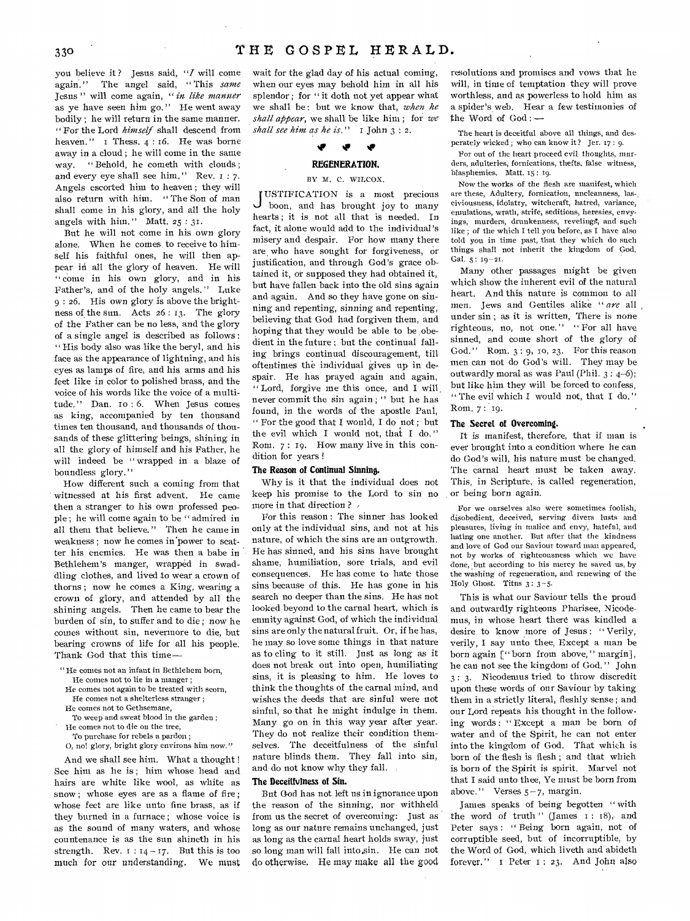you believe it? Jesus said, "*I* will come again." The angel said, "This *same* Jesus" will come again, "*in like manner* as ye have seen him go." He went away bodily; he will return in the same manner. "For the Lord *himself* shall descend from heaven." 1 Thess. 4 : 16. He was borne away in a cloud; he will come in the same way. "Behold, he cometh with clouds; and every eye shall see him." Rev. 1 : 7. Angels escorted him to heaven; they will also return with him. "The Son of man shall come in his glory, and all the holy angels with him." Matt. 25 : 31.

But he will not come in his own glory alone. When he comes to receive to himself his faithful ones, he will then appear in all the glory of heaven. He will "come in his own glory, and in his Father's, and of the holy angels." Luke 9 : 26. His own glory is above the brightness of the sun. Acts 26 : 13. The glory of the Father can be no less, and the glory of a single angel is described as follows: "His body also was like the beryl, and his face as the appearance of lightning, and his eyes as lamps of fire, and his arms and his feet like in color to polished brass, and the voice of his words like the voice of a multitude." Dan. 10 : 6. When Jesus comes as king, accompanied by ten thousand times ten thousand, and thousands of thousands of these glittering beings, shining in all the glory of himself and his Father, he will indeed be "wrapped in a blaze of boundless glory."

How different such a coming from that witnessed at his first advent. He came then a stranger to his own professed people; he will come again to be "admired in all them that believe." Then he came in weakness; now he comes in power to scatter his enemies. He was then a babe in Bethlehem's manger, wrapped in swaddling clothes, and lived to wear a crown of thorns; now he comes a King, wearing a crown of glory, and attended by all the shining angels. Then he came to bear the burden of sin, to suffer and to die; now he comes without sin, nevermore to die, but bearing crowns of life for all his people. Thank God that this time—

> "He comes not an infant in Bethlehem born,
> He comes not to lie in a manger;
> He comes not again to be treated with scorn,
> He comes not a shelterless stranger;
> He comes not to Gethsemane,
> To weep and sweat blood in the garden;
> He comes not to die on the tree,
> To purchase for rebels a pardon;
> O, no! glory, bright glory environs him now."

And we shall see him. What a thought! See him as he is; him whose head and hairs are white like wool, as white as snow; whose eyes are as a flame of fire; whose feet are like unto fine brass, as if they burned in a furnace; whose voice is as the sound of many waters, and whose countenance is as the sun shineth in his strength. Rev. 1 : 14–17. But this is too much for our understanding. We must wait for the glad day of his actual coming, when our eyes may behold him in all his splendor; for "it doth not yet appear what we shall be: but we know that, *when he shall appear*, we shall be like him; for *we shall see him as he is*." 1 John 3 : 2.

## REGENERATION.

BY M. C. WILCOX.

JUSTIFICATION is a most precious boon, and has brought joy to many hearts; it is not all that is needed. In fact, it alone would add to the individual's misery and despair. For how many there are who have sought for forgiveness, or justification, and through God's grace obtained it, or supposed they had obtained it, but have fallen back into the old sins again and again. And so they have gone on sinning and repenting, sinning and repenting, believing that God had forgiven them, and hoping that they would be able to be obedient in the future; but the continual falling brings continual discouragement, till oftentimes the individual gives up in despair. He has prayed again and again, "Lord, forgive me this once, and I will never commit the sin again;" but he has found, in the words of the apostle Paul, "For the good that I would, I do not; but the evil which I would not, that I do." Rom. 7 : 19. How many live in this condition for years!

### The Reason of Continual Sinning.

Why is it that the individual does not keep his promise to the Lord to sin no more in that direction?

For this reason: The sinner has looked only at the individual sins, and not at his nature, of which the sins are an outgrowth. He has sinned, and his sins have brought shame, humiliation, sore trials, and evil consequences. He has come to hate those sins because of this. He has gone in his search no deeper than the sins. He has not looked beyond to the carnal heart, which is enmity against God, of which the individual sins are only the natural fruit. Or, if he has, he may so love some things in that nature as to cling to it still. Just as long as it does not break out into open, humiliating sins, it is pleasing to him. He loves to think the thoughts of the carnal mind, and wishes the deeds that are sinful were not sinful, so that he might indulge in them. Many go on in this way year after year. They do not realize their condition themselves. The deceitfulness of the sinful nature blinds them. They fall into sin, and do not know why they fall.

### The Deceitfulness of Sin.

But God has not left us in ignorance upon the reason of the sinning, nor withheld from us the secret of overcoming: Just as long as our nature remains unchanged, just as long as the carnal heart holds sway, just so long man will fall into sin. He can not do otherwise. He may make all the good resolutions and promises and vows that he will, in time of temptation they will prove worthless, and as powerless to hold him as a spider's web. Hear a few testimonies of the Word of God:—

> The heart is deceitful above all things, and desperately wicked; who can know it? Jer. 17 : 9.
>
> For out of the heart proceed evil thoughts, murders, adulteries, fornications, thefts, false witness, blasphemies. Matt. 15 : 19.
>
> Now the works of the flesh are manifest, which are these, Adultery, fornication, uncleanness, lasciviousness, idolatry, witchcraft, hatred, variance, emulations, wrath, strife, seditions, heresies, envyings, murders, drunkenness, revelings, and such like; of the which I tell you before, as I have also told you in time past, that they which do such things shall not inherit the kingdom of God. Gal. 5 : 19–21.

Many other passages might be given which show the inherent evil of the natural heart. And this nature is common to all men. Jews and Gentiles alike "*are* all under sin; as it is written, There is none righteous, no, not one." "For all have sinned, and come short of the glory of God." Rom. 3 : 9, 10, 23. For this reason men can not do God's will. They may be outwardly moral as was Paul (Phil. 3 : 4–6); but like him they will be forced to confess, "The evil which I would not, that I do." Rom. 7 : 19.

### The Secret of Overcoming.

It is manifest, therefore, that if man is ever brought into a condition where he can do God's will, his nature must be changed. The carnal heart must be taken away. This, in Scripture, is called regeneration, or being born again.

> For we ourselves also were sometimes foolish, disobedient, deceived, serving divers lusts and pleasures, living in malice and envy, hateful, and hating one another. But after that the kindness and love of God our Saviour toward man appeared, not by works of righteousness which we have done, but according to his mercy he saved us, by the washing of regeneration, and renewing of the Holy Ghost. Titus 3 : 3–5.

This is what our Saviour tells the proud and outwardly righteous Pharisee, Nicodemus, in whose heart there was kindled a desire to know more of Jesus: "Verily, verily, I say unto thee, Except a man be born again ["born from above," margin], he can not see the kingdom of God." John 3 : 3. Nicodemus tried to throw discredit upon these words of our Saviour by taking them in a strictly literal, fleshly sense; and our Lord repeats his thought in the following words: "Except a man be born of water and of the Spirit, he can not enter into the kingdom of God. That which is born of the flesh is flesh; and that which is born of the Spirit is spirit. Marvel not that I said unto thee, Ye must be born from above." Verses 5–7, margin.

James speaks of being begotten "with the word of truth" (James 1 : 18), and Peter says: "Being born again, not of corruptible seed, but of incorruptible, by the Word of God, which liveth and abideth forever." 1 Peter 1 : 23. And John also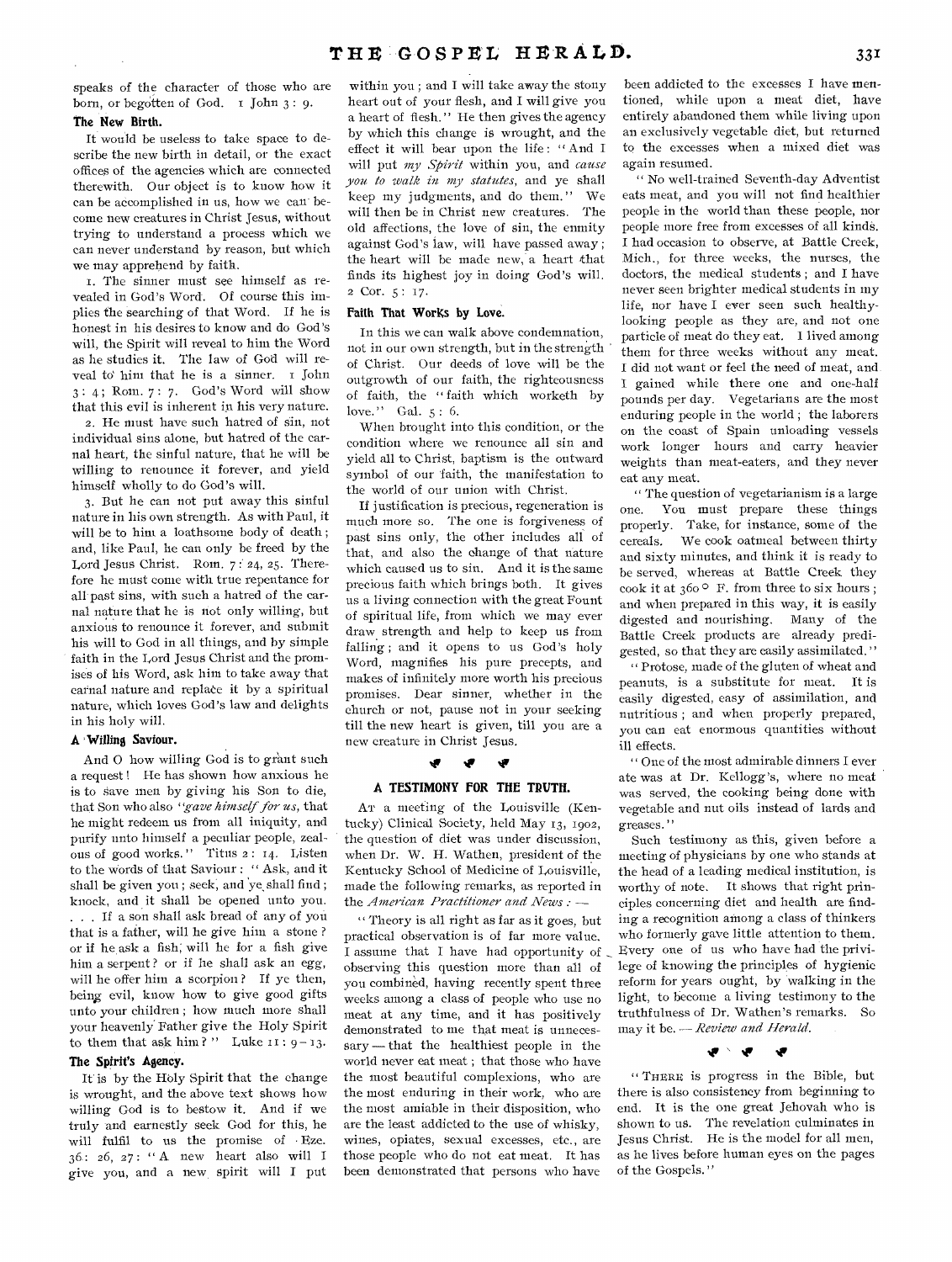speaks of the character of those who are born, or begotten of God. 1 John 3: 9.

### The New Birth.

It would be useless to take space to describe the new birth in detail, or the exact offices of the agencies which are connected therewith. Our object is to know how it can be accomplished in us, how we can become new creatures in Christ Jesus, without trying to understand a process which we can never understand by reason, but which we may apprehend by faith.

1. The sinner must see himself as revealed in God's Word. Of course this implies the searching of that Word. If he is honest in his desires to know and do God's will, the Spirit will reveal to him the Word as he studies it. The law of God will reveal to him that he is a sinner. 1 John 3: 4; Rom. 7: 7. God's Word will show that this evil is inherent in his very nature.

2. He must have such hatred of sin, not individual sins alone, but hatred of the carnal heart, the sinful nature, that he will be willing to renounce it forever, and yield himself wholly to do God's will.

3. But he can not put away this sinful nature in his own strength. As with Paul, it will be to him a loathsome body of death; and, like Paul, he can only be freed by the Lord Jesus Christ. Rom. 7: 24, 25. Therefore he must come with true repentance for all past sins, with such a hatred of the carnal nature that he is not only willing, but anxious to renounce it forever, and submit his will to God in all things, and by simple faith in the Lord Jesus Christ and the promises of his Word, ask him to take away that carnal nature and replace it by a spiritual nature, which loves God's law and delights in his holy will.

### A Willing Saviour.

And O how willing God is to grant such a request! He has shown how anxious he is to save men by giving his Son to die, that Son who also *"gave himself for us,* that he might redeem us from all iniquity, and purify unto himself a peculiar people, zealous of good works." Titus 2: 14. Listen to the words of that Saviour: "Ask, and it shall be given you; seek, and ye shall find; knock, and it shall be opened unto you. . . . If a son shall ask bread of any of you that is a father, will he give him a stone? or if he ask a fish, will he for a fish give him a serpent? or if he shall ask an egg, will he offer him a scorpion? If ye then, being evil, know how to give good gifts unto your children; how much more shall your heavenly Father give the Holy Spirit to them that ask him?" Luke 11: 9–13.

### The Spirit's Agency.

It is by the Holy Spirit that the change is wrought, and the above text shows how willing God is to bestow it. And if we truly and earnestly seek God for this, he will fulfil to us the promise of Eze. 36: 26, 27: "A new heart also will I give you, and a new spirit will I put within you; and I will take away the stony heart out of your flesh, and I will give you a heart of flesh." He then gives the agency by which this change is wrought, and the effect it will bear upon the life: "And I will put *my Spirit* within you, and *cause you to walk in my statutes,* and ye shall keep my judgments, and do them." We will then be in Christ new creatures. The old affections, the love of sin, the enmity against God's law, will have passed away; the heart will be made new, a heart that finds its highest joy in doing God's will. 2 Cor. 5: 17.

### Faith That Works by Love.

In this we can walk above condemnation, not in our own strength, but in the strength of Christ. Our deeds of love will be the outgrowth of our faith, the righteousness of faith, the "faith which worketh by love." Gal. 5: 6.

When brought into this condition, or the condition where we renounce all sin and yield all to Christ, baptism is the outward symbol of our faith, the manifestation to the world of our union with Christ.

If justification is precious, regeneration is much more so. The one is forgiveness of past sins only, the other includes all of that, and also the change of that nature which caused us to sin. And it is the same precious faith which brings both. It gives us a living connection with the great Fount of spiritual life, from which we may ever draw strength and help to keep us from falling; and it opens to us God's holy Word, magnifies his pure precepts, and makes of infinitely more worth his precious promises. Dear sinner, whether in the church or not, pause not in your seeking till the new heart is given, till you are a new creature in Christ Jesus.

## A TESTIMONY FOR THE TRUTH.

At a meeting of the Louisville (Kentucky) Clinical Society, held May 13, 1902, the question of diet was under discussion, when Dr. W. H. Wathen, president of the Kentucky School of Medicine of Louisville, made the following remarks, as reported in the *American Practitioner and News*:—

"Theory is all right as far as it goes, but practical observation is of far more value. I assume that I have had opportunity of observing this question more than all of you combined, having recently spent three weeks among a class of people who use no meat at any time, and it has positively demonstrated to me that meat is unnecessary — that the healthiest people in the world never eat meat; that those who have the most beautiful complexions, who are the most enduring in their work, who are the most amiable in their disposition, who are the least addicted to the use of whisky, wines, opiates, sexual excesses, etc., are those people who do not eat meat. It has been demonstrated that persons who have been addicted to the excesses I have mentioned, while upon a meat diet, have entirely abandoned them while living upon an exclusively vegetable diet, but returned to the excesses when a mixed diet was again resumed.

"No well-trained Seventh-day Adventist eats meat, and you will not find healthier people in the world than these people, nor people more free from excesses of all kinds. I had occasion to observe, at Battle Creek, Mich., for three weeks, the nurses, the doctors, the medical students; and I have never seen brighter medical students in my life, nor have I ever seen such healthy-looking people as they are, and not one particle of meat do they eat. I lived among them for three weeks without any meat. I did not want or feel the need of meat, and I gained while there one and one-half pounds per day. Vegetarians are the most enduring people in the world; the laborers on the coast of Spain unloading vessels work longer hours and carry heavier weights than meat-eaters, and they never eat any meat.

"The question of vegetarianism is a large one. You must prepare these things properly. Take, for instance, some of the cereals. We cook oatmeal between thirty and sixty minutes, and think it is ready to be served, whereas at Battle Creek they cook it at 360° F. from three to six hours; and when prepared in this way, it is easily digested and nourishing. Many of the Battle Creek products are already predigested, so that they are easily assimilated."

"Protose, made of the gluten of wheat and peanuts, is a substitute for meat. It is easily digested, easy of assimilation, and nutritious; and when properly prepared, you can eat enormous quantities without ill effects.

"One of the most admirable dinners I ever ate was at Dr. Kellogg's, where no meat was served, the cooking being done with vegetable and nut oils instead of lards and greases."

Such testimony as this, given before a meeting of physicians by one who stands at the head of a leading medical institution, is worthy of note. It shows that right principles concerning diet and health are finding a recognition among a class of thinkers who formerly gave little attention to them. Every one of us who have had the privilege of knowing the principles of hygienic reform for years ought, by walking in the light, to become a living testimony to the truthfulness of Dr. Wathen's remarks. So may it be.—*Review and Herald.*

"There is progress in the Bible, but there is also consistency from beginning to end. It is the one great Jehovah who is shown to us. The revelation culminates in Jesus Christ. He is the model for all men, as he lives before human eyes on the pages of the Gospels."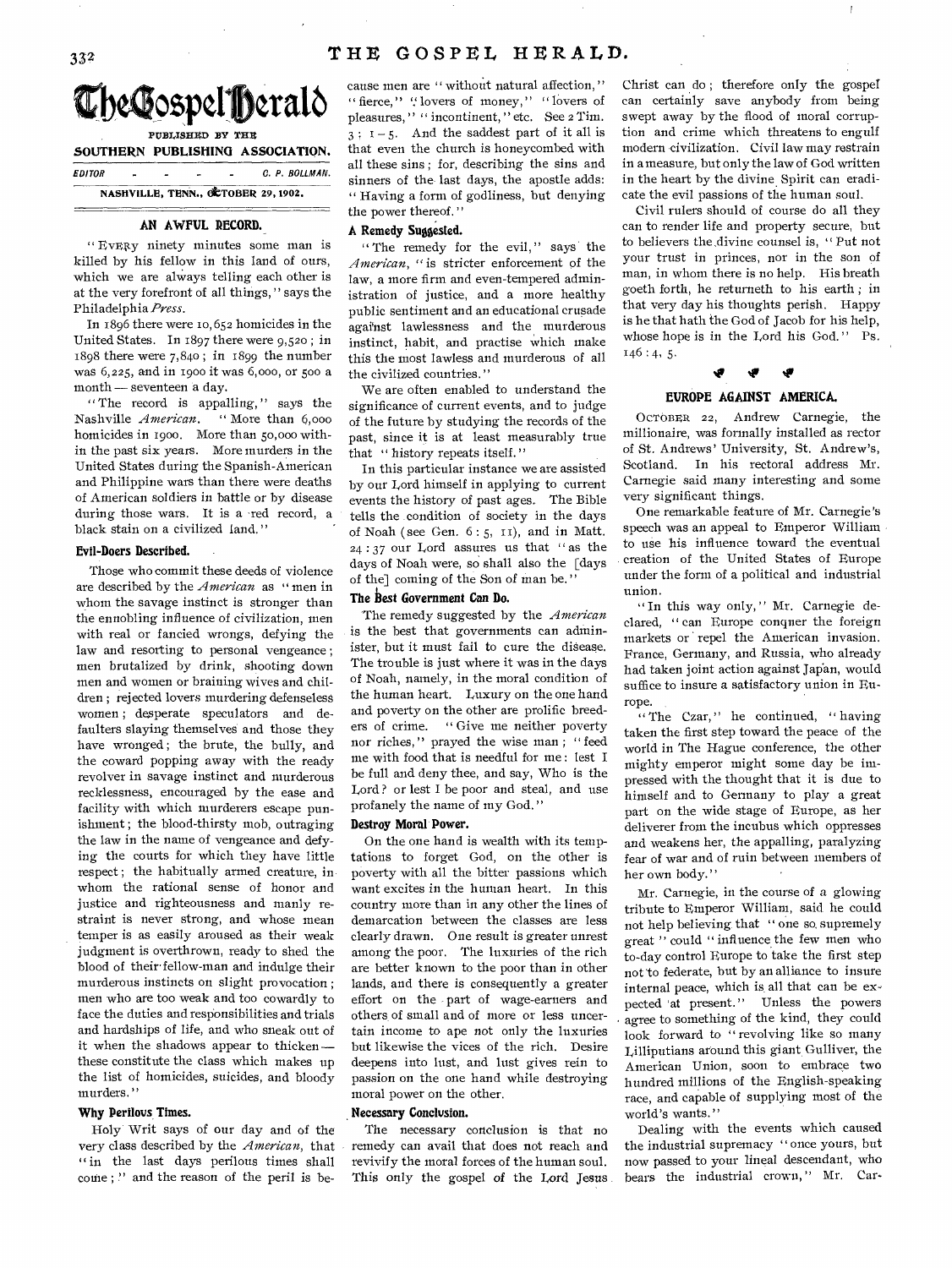# The Gospel Herald

PUBLISHED BY THE

**SOUTHERN PUBLISHING ASSOCIATION.**

EDITOR - - - - - C. P. BOLLMAN.

NASHVILLE, TENN., OCTOBER 29, 1902.

## AN AWFUL RECORD.

"EVERY ninety minutes some man is killed by his fellow in this land of ours, which we are always telling each other is at the very forefront of all things," says the Philadelphia *Press*.

In 1896 there were 10,652 homicides in the United States. In 1897 there were 9,520; in 1898 there were 7,840; in 1899 the number was 6,225, and in 1900 it was 6,000, or 500 a month — seventeen a day.

"The record is appalling," says the Nashville *American*. "More than 6,000 homicides in 1900. More than 50,000 within the past six years. More murders in the United States during the Spanish-American and Philippine wars than there were deaths of American soldiers in battle or by disease during those wars. It is a red record, a black stain on a civilized land."

### Evil-Doers Described.

Those who commit these deeds of violence are described by the *American* as "men in whom the savage instinct is stronger than the ennobling influence of civilization, men with real or fancied wrongs, defying the law and resorting to personal vengeance; men brutalized by drink, shooting down men and women or braining wives and children; rejected lovers murdering defenseless women; desperate speculators and defaulters slaying themselves and those they have wronged; the brute, the bully, and the coward popping away with the ready revolver in savage instinct and murderous recklessness, encouraged by the ease and facility with which murderers escape punishment; the blood-thirsty mob, outraging the law in the name of vengeance and defying the courts for which they have little respect; the habitually armed creature, in whom the rational sense of honor and justice and righteousness and manly restraint is never strong, and whose mean temper is as easily aroused as their weak judgment is overthrown, ready to shed the blood of their fellow-man and indulge their murderous instincts on slight provocation; men who are too weak and too cowardly to face the duties and responsibilities and trials and hardships of life, and who sneak out of it when the shadows appear to thicken — these constitute the class which makes up the list of homicides, suicides, and bloody murders."

### Why Perilous Times.

Holy Writ says of our day and of the very class described by the *American*, that "in the last days perilous times shall come;" and the reason of the peril is because men are "without natural affection," "fierce," "lovers of money," "lovers of pleasures," "incontinent," etc. See 2 Tim. 3: 1–5. And the saddest part of it all is that even the church is honeycombed with all these sins; for, describing the sins and sinners of the last days, the apostle adds: "Having a form of godliness, but denying the power thereof."

### A Remedy Suggested.

"The remedy for the evil," says the *American*, "is stricter enforcement of the law, a more firm and even-tempered administration of justice, and a more healthy public sentiment and an educational crusade against lawlessness and the murderous instinct, habit, and practise which make this the most lawless and murderous of all the civilized countries."

We are often enabled to understand the significance of current events, and to judge of the future by studying the records of the past, since it is at least measurably true that "history repeats itself."

In this particular instance we are assisted by our Lord himself in applying to current events the history of past ages. The Bible tells the condition of society in the days of Noah (see Gen. 6: 5, 11), and in Matt. 24: 37 our Lord assures us that "as the days of Noah were, so shall also the [days of the] coming of the Son of man be."

### The Best Government Can Do.

The remedy suggested by the *American* is the best that governments can administer, but it must fail to cure the disease. The trouble is just where it was in the days of Noah, namely, in the moral condition of the human heart. Luxury on the one hand and poverty on the other are prolific breeders of crime. "Give me neither poverty nor riches," prayed the wise man; "feed me with food that is needful for me: lest I be full and deny thee, and say, Who is the Lord? or lest I be poor and steal, and use profanely the name of my God."

### Destroy Moral Power.

On the one hand is wealth with its temptations to forget God, on the other is poverty with all the bitter passions which want excites in the human heart. In this country more than in any other the lines of demarcation between the classes are less clearly drawn. One result is greater unrest among the poor. The luxuries of the rich are better known to the poor than in other lands, and there is consequently a greater effort on the part of wage-earners and others of small and of more or less uncertain income to ape not only the luxuries but likewise the vices of the rich. Desire deepens into lust, and lust gives rein to passion on the one hand while destroying moral power on the other.

### Necessary Conclusion.

The necessary conclusion is that no remedy can avail that does not reach and revivify the moral forces of the human soul. This only the gospel of the Lord Jesus Christ can do; therefore only the gospel can certainly save anybody from being swept away by the flood of moral corruption and crime which threatens to engulf modern civilization. Civil law may restrain in a measure, but only the law of God written in the heart by the divine Spirit can eradicate the evil passions of the human soul.

Civil rulers should of course do all they can to render life and property secure, but to believers the divine counsel is, "Put not your trust in princes, nor in the son of man, in whom there is no help. His breath goeth forth, he returneth to his earth; in that very day his thoughts perish. Happy is he that hath the God of Jacob for his help, whose hope is in the Lord his God." Ps. 146: 4, 5.

## EUROPE AGAINST AMERICA.

OCTOBER 22, Andrew Carnegie, the millionaire, was formally installed as rector of St. Andrews' University, St. Andrew's, Scotland. In his rectoral address Mr. Carnegie said many interesting and some very significant things.

One remarkable feature of Mr. Carnegie's speech was an appeal to Emperor William to use his influence toward the eventual creation of the United States of Europe under the form of a political and industrial union.

"In this way only," Mr. Carnegie declared, "can Europe conquer the foreign markets or repel the American invasion. France, Germany, and Russia, who already had taken joint action against Japan, would suffice to insure a satisfactory union in Europe.

"The Czar," he continued, "having taken the first step toward the peace of the world in The Hague conference, the other mighty emperor might some day be impressed with the thought that it is due to himself and to Germany to play a great part on the wide stage of Europe, as her deliverer from the incubus which oppresses and weakens her, the appalling, paralyzing fear of war and of ruin between members of her own body."

Mr. Carnegie, in the course of a glowing tribute to Emperor William, said he could not help believing that "one so supremely great" could "influence the few men who to-day control Europe to take the first step not to federate, but by an alliance to insure internal peace, which is all that can be expected at present." Unless the powers agree to something of the kind, they could look forward to "revolving like so many Lilliputians around this giant Gulliver, the American Union, soon to embrace two hundred millions of the English-speaking race, and capable of supplying most of the world's wants."

Dealing with the events which caused the industrial supremacy "once yours, but now passed to your lineal descendant, who bears the industrial crown," Mr. Car-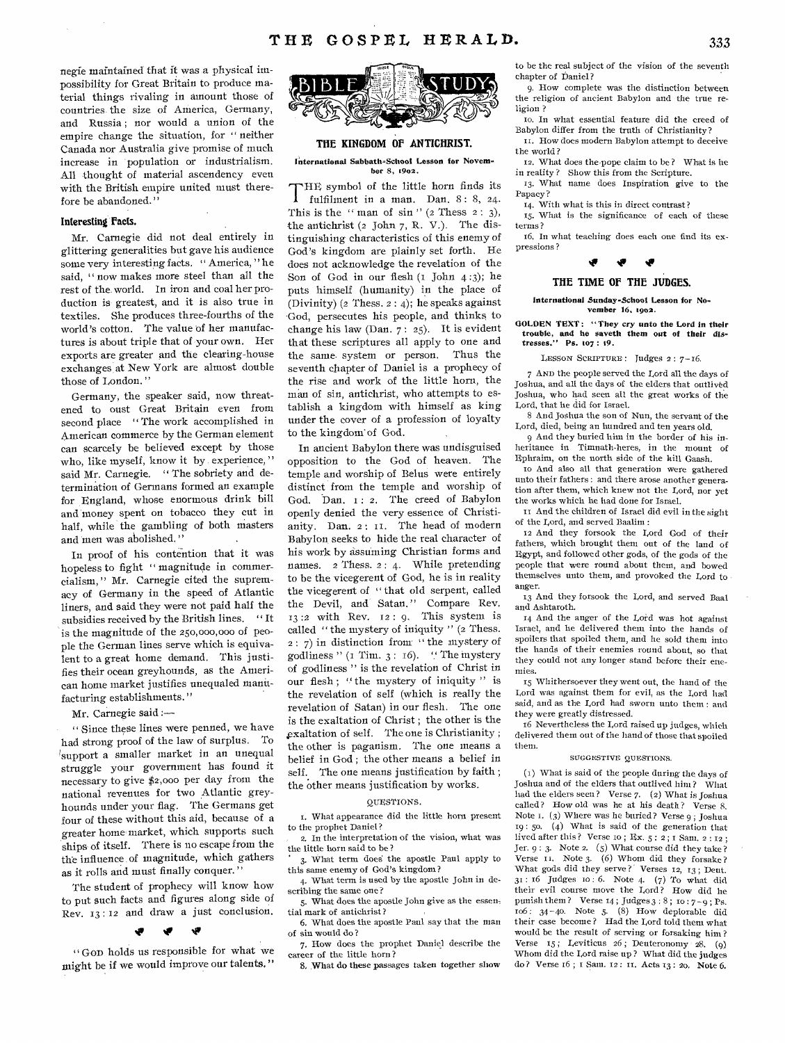negie maintained that it was a physical impossibility for Great Britain to produce material things rivaling in amount those of countries the size of America, Germany, and Russia; nor would a union of the empire change the situation, for "neither Canada nor Australia give promise of much increase in population or industrialism. All thought of material ascendency even with the British empire united must therefore be abandoned."

### Interesting Facts.

Mr. Carnegie did not deal entirely in glittering generalities but gave his audience some very interesting facts. "America," he said, "now makes more steel than all the rest of the world. In iron and coal her production is greatest, and it is also true in textiles. She produces three-fourths of the world's cotton. The value of her manufactures is about triple that of your own. Her exports are greater and the clearing-house exchanges at New York are almost double those of London."

Germany, the speaker said, now threatened to oust Great Britain even from second place "The work accomplished in American commerce by the German element can scarcely be believed except by those who, like myself, know it by experience," said Mr. Carnegie. "The sobriety and determination of Germans formed an example for England, whose enormous drink bill and money spent on tobacco they cut in half, while the gambling of both masters and men was abolished."

In proof of his contention that it was hopeless to fight "magnitude in commercialism," Mr. Carnegie cited the supremacy of Germany in the speed of Atlantic liners, and said they were not paid half the subsidies received by the British lines. "It is the magnitude of the 250,000,000 of people the German lines serve which is equivalent to a great home demand. This justifies their ocean greyhounds, as the American home market justifies unequaled manufacturing establishments."

Mr. Carnegie said:—

"Since these lines were penned, we have had strong proof of the law of surplus. To support a smaller market in an unequal struggle your government has found it necessary to give $2,000 per day from the national revenues for two Atlantic greyhounds under your flag. The Germans get four of these without this aid, because of a greater home market, which supports such ships of itself. There is no escape from the influence of magnitude, which gathers as it rolls and must finally conquer."

The student of prophecy will know how to put such facts and figures along side of Rev. 13:12 and draw a just conclusion.

"God holds us responsible for what we might be if we would improve our talents."

## BIBLE STUDY

## THE KINGDOM OF ANTICHRIST.

**International Sabbath-School Lesson for November 8, 1902.**

The symbol of the little horn finds its fulfilment in a man. Dan. 8: 8, 24. This is the "man of sin" (2 Thess 2: 3), the antichrist (2 John 7, R. V.). The distinguishing characteristics of this enemy of God's kingdom are plainly set forth. He does not acknowledge the revelation of the Son of God in our flesh (1 John 4:3); he puts himself (humanity) in the place of (Divinity) (2 Thess. 2: 4); he speaks against God, persecutes his people, and thinks to change his law (Dan. 7: 25). It is evident that these scriptures all apply to one and the same system or person. Thus the seventh chapter of Daniel is a prophecy of the rise and work of the little horn, the man of sin, antichrist, who attempts to establish a kingdom with himself as king under the cover of a profession of loyalty to the kingdom of God.

In ancient Babylon there was undisguised opposition to the God of heaven. The temple and worship of Belus were entirely distinct from the temple and worship of God. Dan. 1: 2. The creed of Babylon openly denied the very essence of Christianity. Dan. 2: 11. The head of modern Babylon seeks to hide the real character of his work by assuming Christian forms and names. 2 Thess. 2: 4. While pretending to be the vicegerent of God, he is in reality the vicegerent of "that old serpent, called the Devil, and Satan." Compare Rev. 13:2 with Rev. 12: 9. This system is called "the mystery of iniquity" (2 Thess. 2: 7) in distinction from "the mystery of godliness" (1 Tim. 3: 16). "The mystery of godliness" is the revelation of Christ in our flesh; "the mystery of iniquity" is the revelation of self (which is really the revelation of Satan) in our flesh. The one is the exaltation of Christ; the other is the exaltation of self. The one is Christianity; the other is paganism. The one means a belief in God; the other means a belief in self. The one means justification by faith; the other means justification by works.

QUESTIONS.

1. What appearance did the little horn present to the prophet Daniel?
2. In the interpretation of the vision, what was the little horn said to be?
3. What term does the apostle Paul apply to this same enemy of God's kingdom?
4. What term is used by the apostle John in describing the same one?
5. What does the apostle John give as the essential mark of antichrist?
6. What does the apostle Paul say that the man of sin would do?
7. How does the prophet Daniel describe the career of the little horn?
8. What do these passages taken together show to be the real subject of the vision of the seventh chapter of Daniel?
9. How complete was the distinction between the religion of ancient Babylon and the true religion?
10. In what essential feature did the creed of Babylon differ from the truth of Christianity?
11. How does modern Babylon attempt to deceive the world?
12. What does the pope claim to be? What is he in reality? Show this from the Scripture.
13. What name does Inspiration give to the Papacy?
14. With what is this in direct contrast?
15. What is the significance of each of these terms?
16. In what teaching does each one find its expressions?

## THE TIME OF THE JUDGES.

**International Sunday-School Lesson for November 16, 1902.**

**GOLDEN TEXT: "They cry unto the Lord in their trouble, and he saveth them out of their distresses." Ps. 107: 19.**

LESSON SCRIPTURE: Judges 2: 7–16.

7 And the people served the Lord all the days of Joshua, and all the days of the elders that outlived Joshua, who had seen all the great works of the Lord, that he did for Israel.

8 And Joshua the son of Nun, the servant of the Lord, died, being an hundred and ten years old.

9 And they buried him in the border of his inheritance in Timnath-heres, in the mount of Ephraim, on the north side of the hill Gaash.

10 And also all that generation were gathered unto their fathers: and there arose another generation after them, which knew not the Lord, nor yet the works which he had done for Israel.

11 And the children of Israel did evil in the sight of the Lord, and served Baalim:

12 And they forsook the Lord God of their fathers, which brought them out of the land of Egypt, and followed other gods, of the gods of the people that were round about them, and bowed themselves unto them, and provoked the Lord to anger.

13 And they forsook the Lord, and served Baal and Ashtaroth.

14 And the anger of the Lord was hot against Israel, and he delivered them into the hands of spoilers that spoiled them, and he sold them into the hands of their enemies round about, so that they could not any longer stand before their enemies.

15 Whithersoever they went out, the hand of the Lord was against them for evil, as the Lord had said, and as the Lord had sworn unto them: and they were greatly distressed.

16 Nevertheless the Lord raised up judges, which delivered them out of the hand of those that spoiled them.

SUGGESTIVE QUESTIONS.

(1) What is said of the people during the days of Joshua and of the elders that outlived him? What had the elders seen? Verse 7. (2) What was Joshua called? How old was he at his death? Verse 8. Note 1. (3) Where was he buried? Verse 9; Joshua 19: 50. (4) What is said of the generation that lived after this? Verse 10; Ex. 5: 2; 1 Sam. 2: 12; Jer. 9: 3. Note 2. (5) What course did they take? Verse 11. Note 3. (6) Whom did they forsake? What gods did they serve? Verses 12, 13; Deut. 31: 16 Judges 10: 6. Note 4. (7) To what did their evil course move the Lord? How did he punish them? Verse 14; Judges 3: 8; 10: 7–9; Ps. 106: 34–40. Note 5. (8) How deplorable did their case become? Had the Lord told them what would be the result of serving or forsaking him? Verse 15; Leviticus 26; Deuteronomy 28. (9) Whom did the Lord raise up? What did the judges do? Verse 16; 1 Sam. 12: 11. Acts 13: 20. Note 6.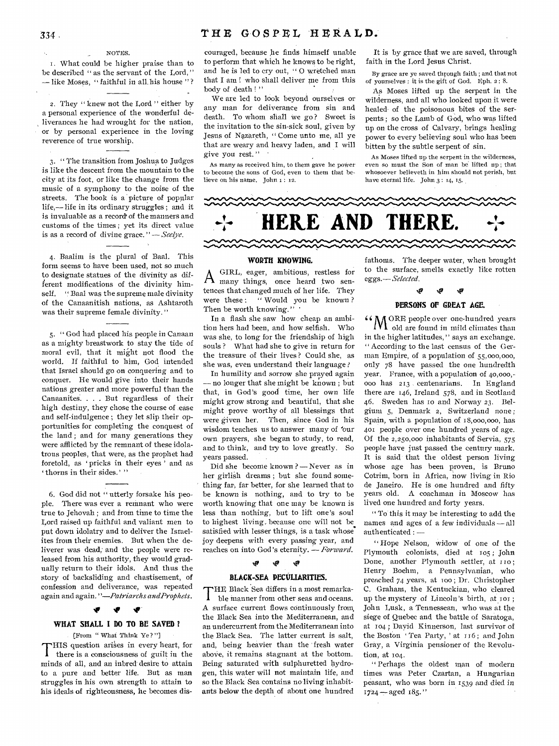NOTES.

1. What could be higher praise than to be described "as the servant of the Lord," — like Moses, "faithful in all his house"?

2. They "knew not the Lord" either by a personal experience of the wonderful deliverances he had wrought for the nation, or by personal experience in the loving reverence of true worship.

3. "The transition from Joshua to Judges is like the descent from the mountain to the city at its foot, or like the change from the music of a symphony to the noise of the streets. The book is a picture of popular life,— life in its ordinary struggles; and it is invaluable as a record of the manners and customs of the times; yet its direct value is as a record of divine grace." — *Seelye*.

4. Baalim is the plural of Baal. This form seems to have been used, not so much to designate statues of the divinity as different modifications of the divinity himself. "Baal was the supreme male divinity of the Canaanitish nations, as Ashtaroth was their supreme female divinity."

5. "God had placed his people in Canaan as a mighty breastwork to stay the tide of moral evil, that it might not flood the world. If faithful to him, God intended that Israel should go on conquering and to conquer. He would give into their hands nations greater and more powerful than the Canaanites. . . . But regardless of their high destiny, they chose the course of ease and self-indulgence; they let slip their opportunities for completing the conquest of the land; and for many generations they were afflicted by the remnant of these idolatrous peoples, that were, as the prophet had foretold, as 'pricks in their eyes' and as 'thorns in their sides.'"

6. God did not "utterly forsake his people. There was ever a remnant who were true to Jehovah; and from time to time the Lord raised up faithful and valiant men to put down idolatry and to deliver the Israelites from their enemies. But when the deliverer was dead, and the people were released from his authority, they would gradually return to their idols. And thus the story of backsliding and chastisement, of confession and deliverance, was repeated again and again."—*Patriarchs and Prophets*.

### WHAT SHALL I DO TO BE SAVED?

[From "What Think Ye?"]

THIS question arises in every heart, for there is a consciousness of guilt in the minds of all, and an inbred desire to attain to a pure and better life. But as man struggles in his own strength to attain to his ideals of righteousness, he becomes discouraged, because he finds himself unable to perform that which he knows to be right, and he is led to cry out, "O wretched man that I am! who shall deliver me from this body of death!"

We are led to look beyond ourselves or any man for deliverance from sin and death. To whom shall we go? Sweet is the invitation to the sin-sick soul, given by Jesus of Nazareth, "Come unto me, all ye that are weary and heavy laden, and I will give you rest."

As many as received him, to them gave he power to become the sons of God, even to them that believe on his name. John 1: 12.

It is by grace that we are saved, through faith in the Lord Jesus Christ.

By grace are ye saved through faith; and that not of yourselves: it is the gift of God. Eph. 2: 8.

As Moses lifted up the serpent in the wilderness, and all who looked upon it were healed of the poisonous bites of the serpents; so the Lamb of God, who was lifted up on the cross of Calvary, brings healing power to every believing soul who has been bitten by the subtle serpent of sin.

As Moses lifted up the serpent in the wilderness, even so must the Son of man be lifted up; that whosoever believeth in him should not perish, but have eternal life. John 3: 14, 15.

# HERE AND THERE.

### WORTH KNOWING.

A GIRL, eager, ambitious, restless for many things, once heard two sentences that changed much of her life. They were these: "Would you be known? Then be worth knowing."

In a flash she saw how cheap an ambition hers had been, and how selfish. Who was she, to long for the friendship of high souls? What had she to give in return for the treasure of their lives? Could she, as she was, even understand their language?

In humility and sorrow she prayed again — no longer that she might be known; but that, in God's good time, her own life might grow strong and beautiful, that she might prove worthy of all blessings that were given her. Then, since God in his wisdom teaches us to answer many of our own prayers, she began to study, to read, and to think, and try to love greatly. So years passed.

Did she become known? — Never as in her girlish dreams; but she found something far, far better, for she learned that to be known is nothing, and to try to be worth knowing that one may be known is less than nothing, but to lift one's soul to highest living, because one will not be satisfied with lesser things, is a task whose joy deepens with every passing year, and reaches on into God's eternity. — *Forward*.

### BLACK-SEA PECULIARITIES.

THE Black Sea differs in a most remarkable manner from other seas and oceans. A surface current flows continuously from the Black Sea into the Mediterranean, and an undercurrent from the Mediterranean into the Black Sea. The latter current is salt, and, being heavier than the fresh water above, it remains stagnant at the bottom. Being saturated with sulphuretted hydrogen, this water will not maintain life, and so the Black Sea contains no living inhabitants below the depth of about one hundred fathoms. The deeper water, when brought to the surface, smells exactly like rotten eggs.—*Selected*.

### PERSONS OF GREAT AGE.

"MORE people over one-hundred years old are found in mild climates than in the higher latitudes," says an exchange. "According to the last census of the German Empire, of a population of 55,000,000, only 78 have passed the one hundredth year. France, with a population of 40,000,000 has 213 centenarians. In England there are 146, Ireland 578, and in Scotland 46. Sweden has 10 and Norway 23. Belgium 5, Denmark 2, Switzerland none; Spain, with a population of 18,000,000, has 401 people over one hundred years of age. Of the 2,250,000 inhabitants of Servia, 575 people have just passed the century mark. It is said that the oldest person living whose age has been proven, is Bruno Cotrim, born in Africa, now living in Rio de Janeiro. He is one hundred and fifty years old. A coachman in Moscow has lived one hundred and forty years.

"To this it may be interesting to add the names and ages of a few individuals — all authenticated: —

"Hope Nelson, widow of one of the Plymouth colonists, died at 105; John Done, another Plymouth settler, at 110; Henry Boehm, a Pennsylvanian, who preached 74 years, at 100; Dr. Christopher C. Graham, the Kentuckian, who cleared up the mystery of Lincoln's birth, at 101; John Lusk, a Tennessean, who was at the siege of Quebec and the battle of Saratoga, at 104; David Kinnerson, last survivor of the Boston 'Tea Party,' at 116; and John Gray, a Virginia pensioner of the Revolution, at 104.

"Perhaps the oldest man of modern times was Peter Czartan, a Hungarian peasant, who was born in 1539 and died in 1724 — aged 185."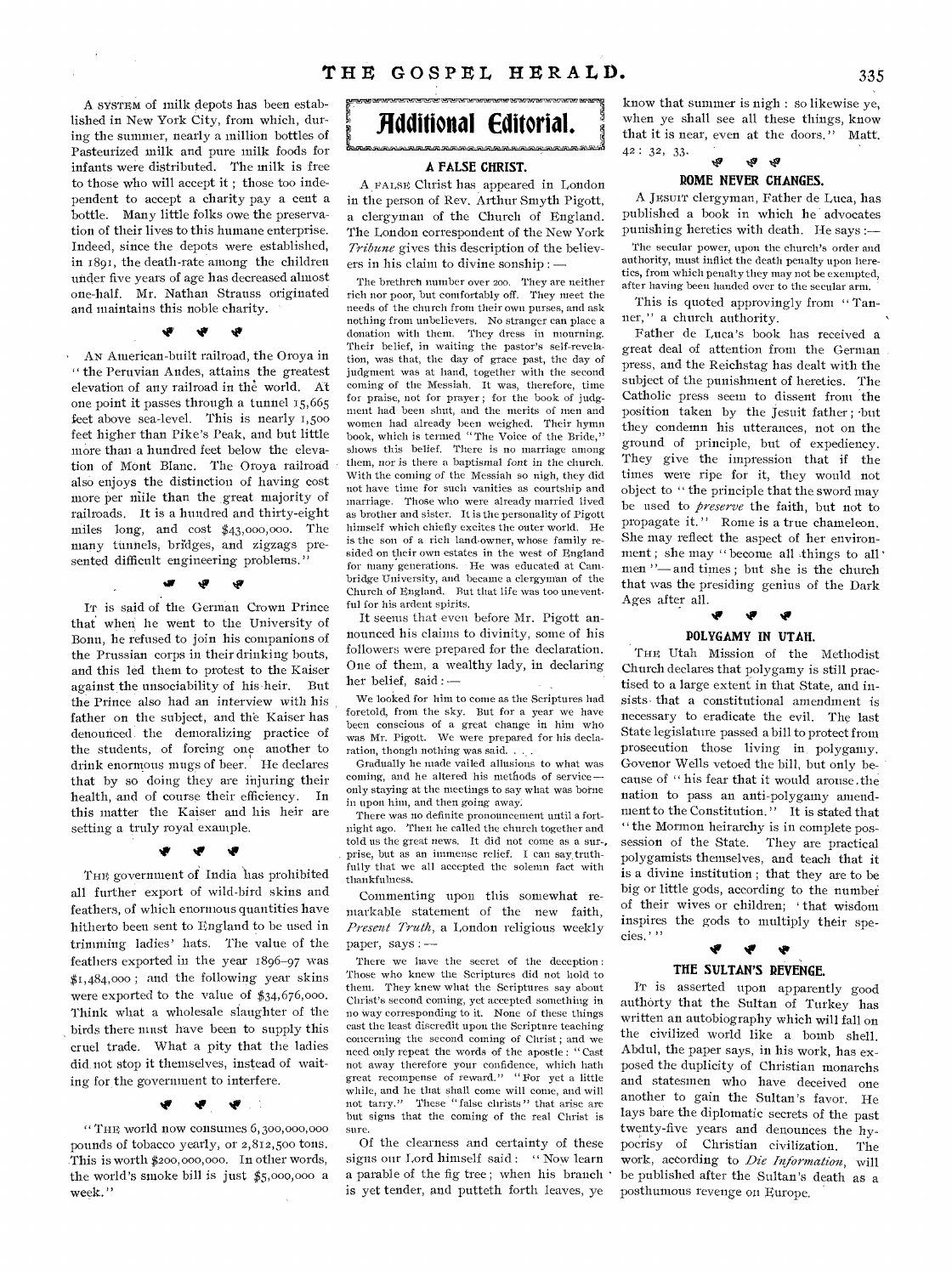A SYSTEM of milk depots has been established in New York City, from which, during the summer, nearly a million bottles of Pasteurized milk and pure milk foods for infants were distributed. The milk is free to those who will accept it; those too independent to accept a charity pay a cent a bottle. Many little folks owe the preservation of their lives to this humane enterprise. Indeed, since the depots were established, in 1891, the death-rate among the children under five years of age has decreased almost one-half. Mr. Nathan Strauss originated and maintains this noble charity.

AN American-built railroad, the Oroya in "the Peruvian Andes, attains the greatest elevation of any railroad in the world. At one point it passes through a tunnel 15,665 feet above sea-level. This is nearly 1,500 feet higher than Pike's Peak, and but little more than a hundred feet below the elevation of Mont Blanc. The Oroya railroad also enjoys the distinction of having cost more per mile than the great majority of railroads. It is a hundred and thirty-eight miles long, and cost $43,000,000. The many tunnels, bridges, and zigzags presented difficult engineering problems."

IT is said of the German Crown Prince that when he went to the University of Bonn, he refused to join his companions of the Prussian corps in their drinking bouts, and this led them to protest to the Kaiser against the unsociability of his heir. But the Prince also had an interview with his father on the subject, and the Kaiser has denounced the demoralizing practice of the students, of forcing one another to drink enormous mugs of beer. He declares that by so doing they are injuring their health, and of course their efficiency. In this matter the Kaiser and his heir are setting a truly royal example.

THE government of India has prohibited all further export of wild-bird skins and feathers, of which enormous quantities have hitherto been sent to England to be used in trimming ladies' hats. The value of the feathers exported in the year 1896-97 was $1,484,000; and the following year skins were exported to the value of $34,676,000. Think what a wholesale slaughter of the birds there must have been to supply this cruel trade. What a pity that the ladies did not stop it themselves, instead of waiting for the government to interfere.

"THE world now consumes 6,300,000,000 pounds of tobacco yearly, or 2,812,500 tons. This is worth $200,000,000. In other words, the world's smoke bill is just $5,000,000 a week."

# Additional Editorial.

## A FALSE CHRIST.

A FALSE Christ has appeared in London in the person of Rev. Arthur Smyth Pigott, a clergyman of the Church of England. The London correspondent of the New York *Tribune* gives this description of the believers in his claim to divine sonship: —

> The brethren number over 200. They are neither rich nor poor, but comfortably off. They meet the needs of the church from their own purses, and ask nothing from unbelievers. No stranger can place a donation with them. They dress in mourning. Their belief, in waiting the pastor's self-revelation, was that, the day of grace past, the day of judgment was at hand, together with the second coming of the Messiah. It was, therefore, time for praise, not for prayer; for the book of judgment had been shut, and the merits of men and women had already been weighed. Their hymn book, which is termed "The Voice of the Bride," shows this belief. There is no marriage among them, nor is there a baptismal font in the church. With the coming of the Messiah so nigh, they did not have time for such vanities as courtship and marriage. Those who were already married lived as brother and sister. It is the personality of Pigott himself which chiefly excites the outer world. He is the son of a rich land-owner, whose family resided on their own estates in the west of England for many generations. He was educated at Cambridge University, and became a clergyman of the Church of England. But that life was too uneventful for his ardent spirits.

It seems that even before Mr. Pigott announced his claims to divinity, some of his followers were prepared for the declaration. One of them, a wealthy lady, in declaring her belief, said: —

> We looked for him to come as the Scriptures had foretold, from the sky. But for a year we have been conscious of a great change in him who was Mr. Pigott. We were prepared for his declaration, though nothing was said. . . .
>
> Gradually he made vailed allusions to what was coming, and he altered his methods of service — only staying at the meetings to say what was borne in upon him, and then going away.
>
> There was no definite pronouncement until a fortnight ago. Then he called the church together and told us the great news. It did not come as a surprise, but as an immense relief. I can say truthfully that we all accepted the solemn fact with thankfulness.

Commenting upon this somewhat remarkable statement of the new faith, *Present Truth*, a London religious weekly paper, says: —

> There we have the secret of the deception: Those who knew the Scriptures did not hold to them. They knew what the Scriptures say about Christ's second coming, yet accepted something in no way corresponding to it. None of these things cast the least discredit upon the Scripture teaching concerning the second coming of Christ; and we need only repeat the words of the apostle: "Cast not away therefore your confidence, which hath great recompense of reward." "For yet a little while, and he that shall come will come, and will not tarry." These "false christs" that arise are but signs that the coming of the real Christ is sure.

Of the clearness and certainty of these signs our Lord himself said: "Now learn a parable of the fig tree; when his branch is yet tender, and putteth forth leaves, ye know that summer is nigh: so likewise ye, when ye shall see all these things, know that it is near, even at the doors." Matt. 42: 32, 33.

## ROME NEVER CHANGES.

A JESUIT clergyman, Father de Luca, has published a book in which he advocates punishing heretics with death. He says:—

> The secular power, upon the church's order and authority, must inflict the death penalty upon heretics, from which penalty they may not be exempted, after having been handed over to the secular arm.

This is quoted approvingly from "Tanner," a church authority.

Father de Luca's book has received a great deal of attention from the German press, and the Reichstag has dealt with the subject of the punishment of heretics. The Catholic press seem to dissent from the position taken by the Jesuit father; but they condemn his utterances, not on the ground of principle, but of expediency. They give the impression that if the times were ripe for it, they would not object to "the principle that the sword may be used to *preserve* the faith, but not to propagate it." Rome is a true chameleon. She may reflect the aspect of her environment; she may "become all things to all men"— and times; but she is the church that was the presiding genius of the Dark Ages after all.

## POLYGAMY IN UTAH.

THE Utah Mission of the Methodist Church declares that polygamy is still practised to a large extent in that State, and insists that a constitutional amendment is necessary to eradicate the evil. The last State legislature passed a bill to protect from prosecution those living in polygamy. Govenor Wells vetoed the bill, but only because of "his fear that it would arouse the nation to pass an anti-polygamy amendment to the Constitution." It is stated that "the Mormon heirarchy is in complete possession of the State. They are practical polygamists themselves, and teach that it is a divine institution; that they are to be big or little gods, according to the number of their wives or children; 'that wisdom inspires the gods to multiply their species.'"

## THE SULTAN'S REVENGE.

IT is asserted upon apparently good authority that the Sultan of Turkey has written an autobiography which will fall on the civilized world like a bomb shell. Abdul, the paper says, in his work, has exposed the duplicity of Christian monarchs and statesmen who have deceived one another to gain the Sultan's favor. He lays bare the diplomatic secrets of the past twenty-five years and denounces the hypocrisy of Christian civilization. The work, according to *Die Information*, will be published after the Sultan's death as a posthumous revenge on Europe.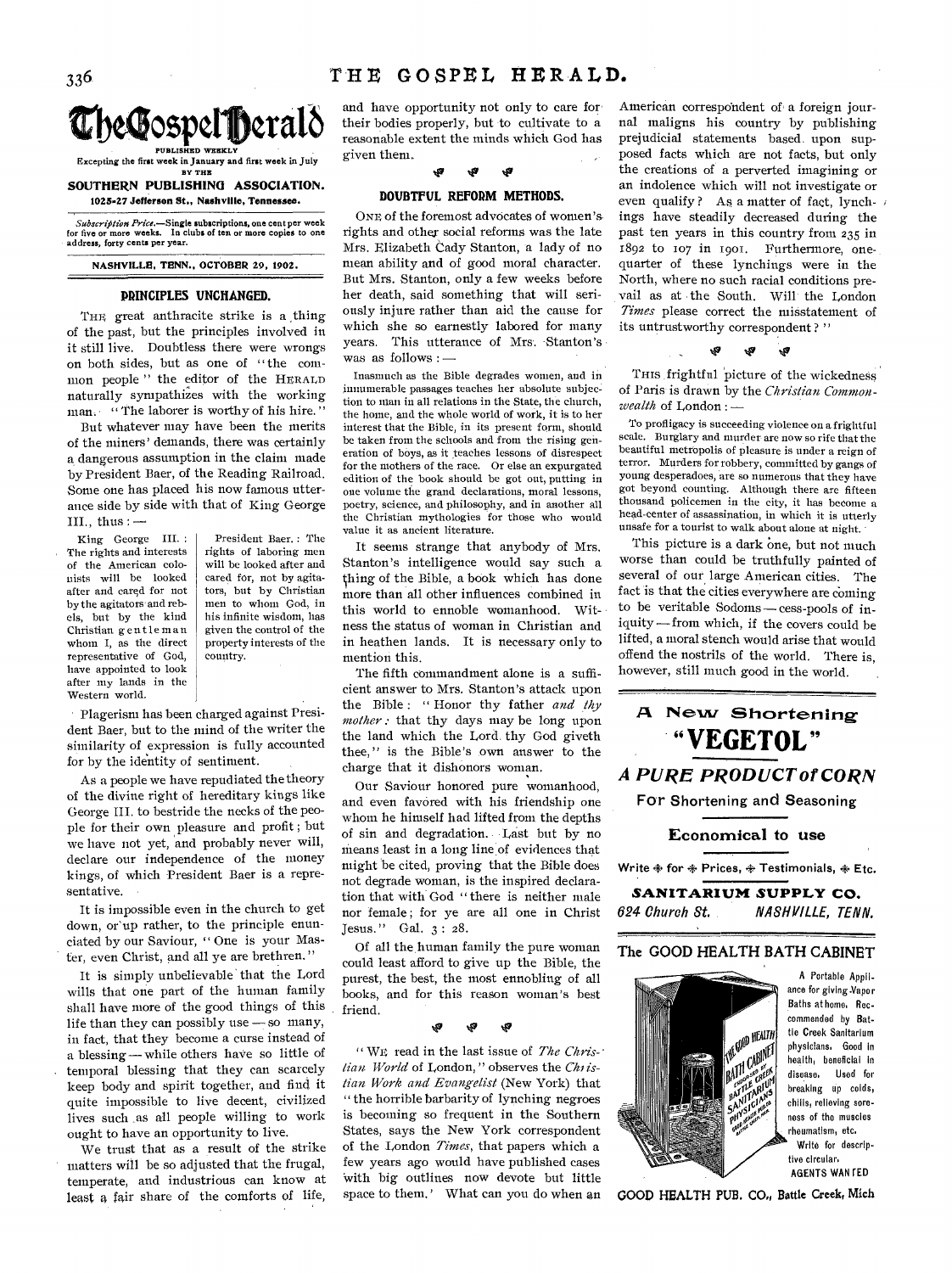# The Gospel Herald

PUBLISHED WEEKLY

Excepting the first week in January and first week in July

BY THE

**SOUTHERN PUBLISHING ASSOCIATION.**

1025-27 Jefferson St., Nashville, Tennessee.

*Subscription Price.*—Single subscriptions, one cent per week for five or more weeks. In clubs of ten or more copies to one address, forty cents per year.

NASHVILLE, TENN., OCTOBER 29, 1902.

## PRINCIPLES UNCHANGED.

THE great anthracite strike is a thing of the past, but the principles involved in it still live. Doubtless there were wrongs on both sides, but as one of "the common people" the editor of the HERALD naturally sympathizes with the working man. "The laborer is worthy of his hire."

But whatever may have been the merits of the miners' demands, there was certainly a dangerous assumption in the claim made by President Baer, of the Reading Railroad. Some one has placed his now famous utterance side by side with that of King George III., thus:—

| | |
|---|---|
| King George III.: The rights and interests of the American colonists will be looked after and cared for not by the agitators and rebels, but by the kind Christian gentleman whom I, as the direct representative of God, have appointed to look after my lands in the Western world. | President Baer.: The rights of laboring men will be looked after and cared for, not by agitators, but by Christian men to whom God, in his infinite wisdom, has given the control of the property interests of the country. |

Plagerism has been charged against President Baer, but to the mind of the writer the similarity of expression is fully accounted for by the identity of sentiment.

As a people we have repudiated the theory of the divine right of hereditary kings like George III. to bestride the necks of the people for their own pleasure and profit; but we have not yet, and probably never will, declare our independence of the money kings, of which President Baer is a representative.

It is impossible even in the church to get down, or up rather, to the principle enunciated by our Saviour, "One is your Master, even Christ, and all ye are brethren."

It is simply unbelievable that the Lord wills that one part of the human family shall have more of the good things of this life than they can possibly use—so many, in fact, that they become a curse instead of a blessing—while others have so little of temporal blessing that they can scarcely keep body and spirit together, and find it quite impossible to live decent, civilized lives such as all people willing to work ought to have an opportunity to live.

We trust that as a result of the strike matters will be so adjusted that the frugal, temperate, and industrious can know at least a fair share of the comforts of life, and have opportunity not only to care for their bodies properly, but to cultivate to a reasonable extent the minds which God has given them.

## DOUBTFUL REFORM METHODS.

ONE of the foremost advocates of women's rights and other social reforms was the late Mrs. Elizabeth Cady Stanton, a lady of no mean ability and of good moral character. But Mrs. Stanton, only a few weeks before her death, said something that will seriously injure rather than aid the cause for which she so earnestly labored for many years. This utterance of Mrs. Stanton's was as follows:—

> Inasmuch as the Bible degrades women, and in innumerable passages teaches her absolute subjection to man in all relations in the State, the church, the home, and the whole world of work, it is to her interest that the Bible, in its present form, should be taken from the schools and from the rising generation of boys, as it teaches lessons of disrespect for the mothers of the race. Or else an expurgated edition of the book should be got out, putting in one volume the grand declarations, moral lessons, poetry, science, and philosophy, and in another all the Christian mythologies for those who would value it as ancient literature.

It seems strange that anybody of Mrs. Stanton's intelligence would say such a thing of the Bible, a book which has done more than all other influences combined in this world to ennoble womanhood. Witness the status of woman in Christian and in heathen lands. It is necessary only to mention this.

The fifth commandment alone is a sufficient answer to Mrs. Stanton's attack upon the Bible: "Honor thy father *and thy mother*: that thy days may be long upon the land which the Lord thy God giveth thee," is the Bible's own answer to the charge that it dishonors woman.

Our Saviour honored pure womanhood, and even favored with his friendship one whom he himself had lifted from the depths of sin and degradation. Last but by no means least in a long line of evidences that might be cited, proving that the Bible does not degrade woman, is the inspired declaration that with God "there is neither male nor female; for ye are all one in Christ Jesus." Gal. 3:28.

Of all the human family the pure woman could least afford to give up the Bible, the purest, the best, the most ennobling of all books, and for this reason woman's best friend.

"WE read in the last issue of *The Christian World* of London," observes the *Christian Work and Evangelist* (New York) that "the horrible barbarity of lynching negroes is becoming so frequent in the Southern States, says the New York correspondent of the London *Times*, that papers which a few years ago would have published cases with big outlines now devote but little space to them.' What can you do when an American correspondent of a foreign journal maligns his country by publishing prejudicial statements based upon supposed facts which are not facts, but only the creations of a perverted imagining or an indolence which will not investigate or even qualify? As a matter of fact, lynchings have steadily decreased during the past ten years in this country from 235 in 1892 to 107 in 1901. Furthermore, one-quarter of these lynchings were in the North, where no such racial conditions prevail as at the South. Will the London *Times* please correct the misstatement of its untrustworthy correspondent?"

THIS frightful picture of the wickedness of Paris is drawn by the *Christian Commonwealth* of London:—

> To profligacy is succeeding violence on a frightful scale. Burglary and murder are now so rife that the beautiful metropolis of pleasure is under a reign of terror. Murders for robbery, committed by gangs of young desperadoes, are so numerous that they have got beyond counting. Although there are fifteen thousand policemen in the city, it has become a head-center of assassination, in which it is utterly unsafe for a tourist to walk about alone at night.

This picture is a dark one, but not much worse than could be truthfully painted of several of our large American cities. The fact is that the cities everywhere are coming to be veritable Sodoms—cess-pools of iniquity—from which, if the covers could be lifted, a moral stench would arise that would offend the nostrils of the world. There is, however, still much good in the world.

---

## A New Shortening

# "VEGETOL"

## *A PURE PRODUCT of CORN*

**For Shortening and Seasoning**

**Economical to use**

**Write for Prices, Testimonials, Etc.**

**SANITARIUM SUPPLY CO.**

*624 Church St.* *NASHVILLE, TENN.*

---

## The GOOD HEALTH BATH CABINET

A Portable Appliance for giving Vapor Baths at home. Recommended by Battle Creek Sanitarium physicians. Good in health, beneficial in disease. Used for breaking up colds, chills, relieving soreness of the muscles rheumatism, etc. Write for descriptive circular.

AGENTS WANTED

GOOD HEALTH PUB. CO., Battle Creek, Mich